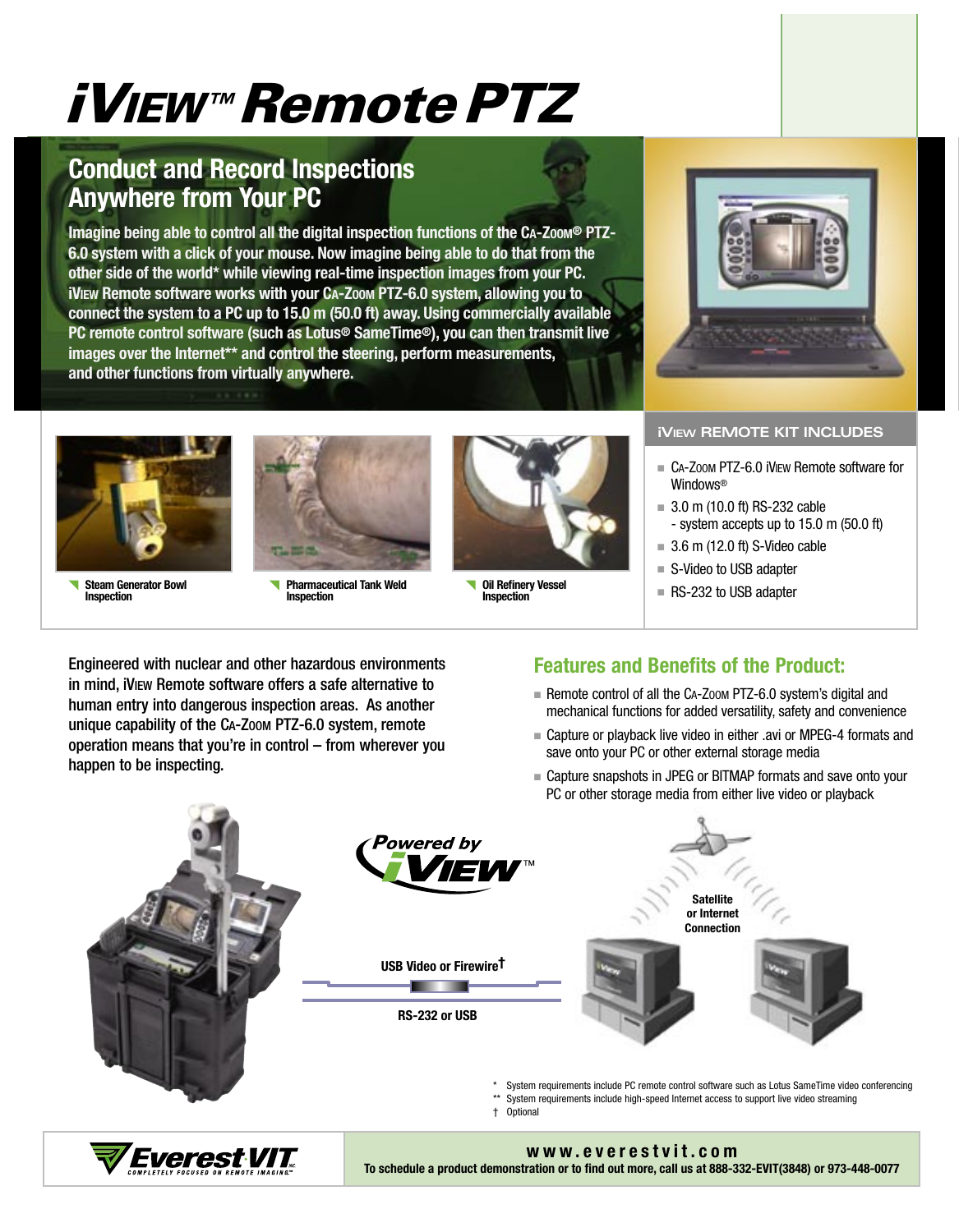# iVIEW™ Remote PTZ

## Conduct and Record Inspections Anywhere from Your PC

**Imagine being able to control all the digital inspection functions of the CA-ZOOM® PTZ-6.0 system with a click of your mouse. Now imagine being able to do that from the other side of the world* while viewing real-time inspection images from your PC. iVIEW Remote software works with your CA-ZOOM PTZ-6.0 system, allowing you to connect the system to a PC up to 15.0 m (50.0 ft) away. Using commercially available PC remote control software (such as Lotus® SameTime®), you can then transmit live images over the Internet** and control the steering, perform measurements, and other functions from virtually anywhere.**

Steam Generator Bowl Inspection

Pharmaceutical Tank Weld Inspection

Oil Refinery Vessel Inspection

### iVIEW REMOTE KIT INCLUDES

- CA-ZOOM PTZ-6.0 iVIEW Remote software for Windows®
- 3.0 m (10.0 ft) RS-232 cable
  - system accepts up to 15.0 m (50.0 ft)
- 3.6 m (12.0 ft) S-Video cable
- S-Video to USB adapter
- RS-232 to USB adapter

Engineered with nuclear and other hazardous environments in mind, iVIEW Remote software offers a safe alternative to human entry into dangerous inspection areas. As another unique capability of the CA-ZOOM PTZ-6.0 system, remote operation means that you're in control – from wherever you happen to be inspecting.

## Features and Benefits of the Product:

- Remote control of all the CA-ZOOM PTZ-6.0 system's digital and mechanical functions for added versatility, safety and convenience
- Capture or playback live video in either .avi or MPEG-4 formats and save onto your PC or other external storage media
- Capture snapshots in JPEG or BITMAP formats and save onto your PC or other storage media from either live video or playback

Powered by iVIEW™

USB Video or Firewire†

RS-232 or USB

Satellite or Internet Connection

\* System requirements include PC remote control software such as Lotus SameTime video conferencing

\*\* System requirements include high-speed Internet access to support live video streaming

† Optional

Everest VIT INC. COMPLETELY FOCUSED ON REMOTE IMAGING™

**www.everestvit.com**

**To schedule a product demonstration or to find out more, call us at 888-332-EVIT(3848) or 973-448-0077**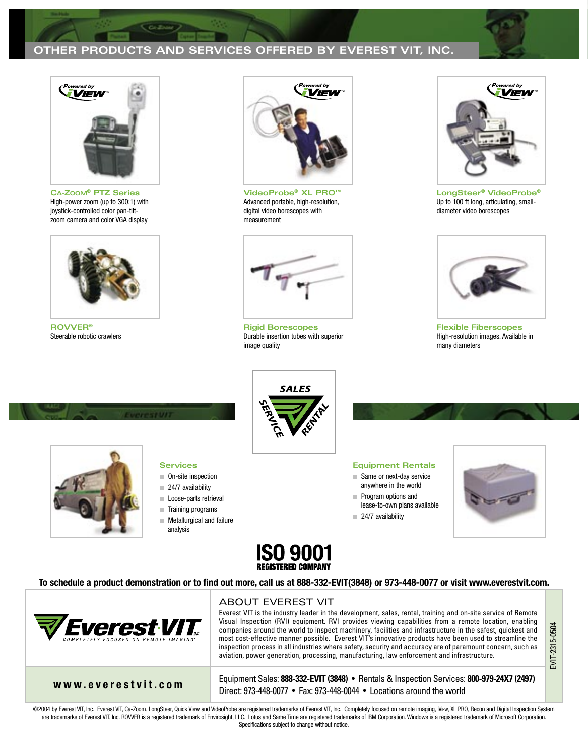# OTHER PRODUCTS AND SERVICES OFFERED BY EVEREST VIT, INC.

Powered by iView™

**CA-ZOOM® PTZ Series**
High-power zoom (up to 300:1) with joystick-controlled color pan-tilt-zoom camera and color VGA display

Powered by iView™

**VideoProbe® XL PRO™**
Advanced portable, high-resolution, digital video borescopes with measurement

Powered by iView™

**LongSteer® VideoProbe®**
Up to 100 ft long, articulating, small-diameter video borescopes

**ROVVER®**
Steerable robotic crawlers

**Rigid Borescopes**
Durable insertion tubes with superior image quality

**Flexible Fiberscopes**
High-resolution images. Available in many diameters

SALES SERVICE RENTAL

**Services**
- On-site inspection
- 24/7 availability
- Loose-parts retrieval
- Training programs
- Metallurgical and failure analysis

**Equipment Rentals**
- Same or next-day service anywhere in the world
- Program options and lease-to-own plans available
- 24/7 availability

**ISO 9001**
**REGISTERED COMPANY**

**To schedule a product demonstration or to find out more, call us at 888-332-EVIT(3848) or 973-448-0077 or visit www.everestvit.com.**

Everest VIT INC.
COMPLETELY FOCUSED ON REMOTE IMAGING™

## ABOUT EVEREST VIT

Everest VIT is the industry leader in the development, sales, rental, training and on-site service of Remote Visual Inspection (RVI) equipment. RVI provides viewing capabilities from a remote location, enabling companies around the world to inspect machinery, facilities and infrastructure in the safest, quickest and most cost-effective manner possible. Everest VIT's innovative products have been used to streamline the inspection process in all industries where safety, security and accuracy are of paramount concern, such as aviation, power generation, processing, manufacturing, law enforcement and infrastructure.

**www.everestvit.com**

Equipment Sales: **888-332-EVIT (3848)** • Rentals & Inspection Services: **800-979-24X7 (2497)**
Direct: 973-448-0077 • Fax: 973-448-0044 • Locations around the world

EVIT-2315-0504

©2004 by Everest VIT, Inc. Everest VIT, Ca-Zoom, LongSteer, Quick View and VideoProbe are registered trademarks of Everest VIT, Inc. Completely focused on remote imaging, iView, XL PRO, Recon and Digital Inspection System are trademarks of Everest VIT, Inc. ROVVER is a registered trademark of Envirosight, LLC. Lotus and Same Time are registered trademarks of IBM Corporation. Windows is a registered trademark of Microsoft Corporation. Specifications subject to change without notice.